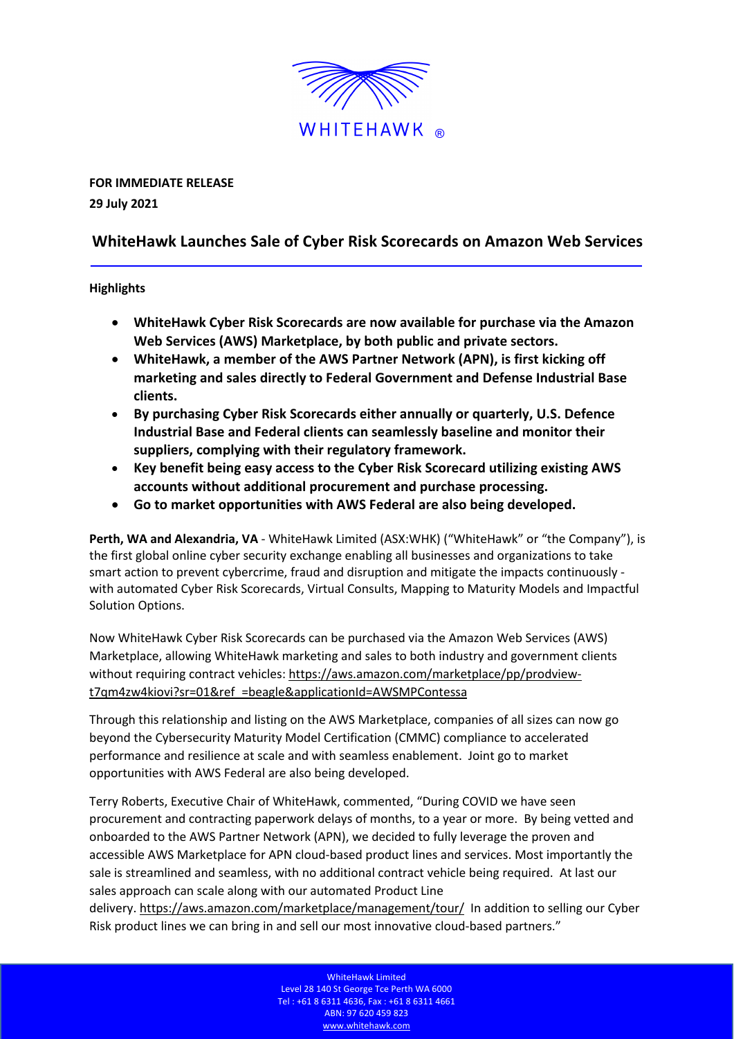WHITEHAWK ®

**FOR IMMEDIATE RELEASE**
**29 July 2021**

# WhiteHawk Launches Sale of Cyber Risk Scorecards on Amazon Web Services

**Highlights**

- **WhiteHawk Cyber Risk Scorecards are now available for purchase via the Amazon Web Services (AWS) Marketplace, by both public and private sectors.**
- **WhiteHawk, a member of the AWS Partner Network (APN), is first kicking off marketing and sales directly to Federal Government and Defense Industrial Base clients.**
- **By purchasing Cyber Risk Scorecards either annually or quarterly, U.S. Defence Industrial Base and Federal clients can seamlessly baseline and monitor their suppliers, complying with their regulatory framework.**
- **Key benefit being easy access to the Cyber Risk Scorecard utilizing existing AWS accounts without additional procurement and purchase processing.**
- **Go to market opportunities with AWS Federal are also being developed.**

**Perth, WA and Alexandria, VA** - WhiteHawk Limited (ASX:WHK) ("WhiteHawk" or "the Company"), is the first global online cyber security exchange enabling all businesses and organizations to take smart action to prevent cybercrime, fraud and disruption and mitigate the impacts continuously - with automated Cyber Risk Scorecards, Virtual Consults, Mapping to Maturity Models and Impactful Solution Options.

Now WhiteHawk Cyber Risk Scorecards can be purchased via the Amazon Web Services (AWS) Marketplace, allowing WhiteHawk marketing and sales to both industry and government clients without requiring contract vehicles: https://aws.amazon.com/marketplace/pp/prodview-t7qm4zw4kiovi?sr=01&ref_=beagle&applicationId=AWSMPContessa

Through this relationship and listing on the AWS Marketplace, companies of all sizes can now go beyond the Cybersecurity Maturity Model Certification (CMMC) compliance to accelerated performance and resilience at scale and with seamless enablement. Joint go to market opportunities with AWS Federal are also being developed.

Terry Roberts, Executive Chair of WhiteHawk, commented, "During COVID we have seen procurement and contracting paperwork delays of months, to a year or more. By being vetted and onboarded to the AWS Partner Network (APN), we decided to fully leverage the proven and accessible AWS Marketplace for APN cloud-based product lines and services. Most importantly the sale is streamlined and seamless, with no additional contract vehicle being required. At last our sales approach can scale along with our automated Product Line delivery. https://aws.amazon.com/marketplace/management/tour/ In addition to selling our Cyber Risk product lines we can bring in and sell our most innovative cloud-based partners."

WhiteHawk Limited
Level 28 140 St George Tce Perth WA 6000
Tel : +61 8 6311 4636, Fax : +61 8 6311 4661
ABN: 97 620 459 823
www.whitehawk.com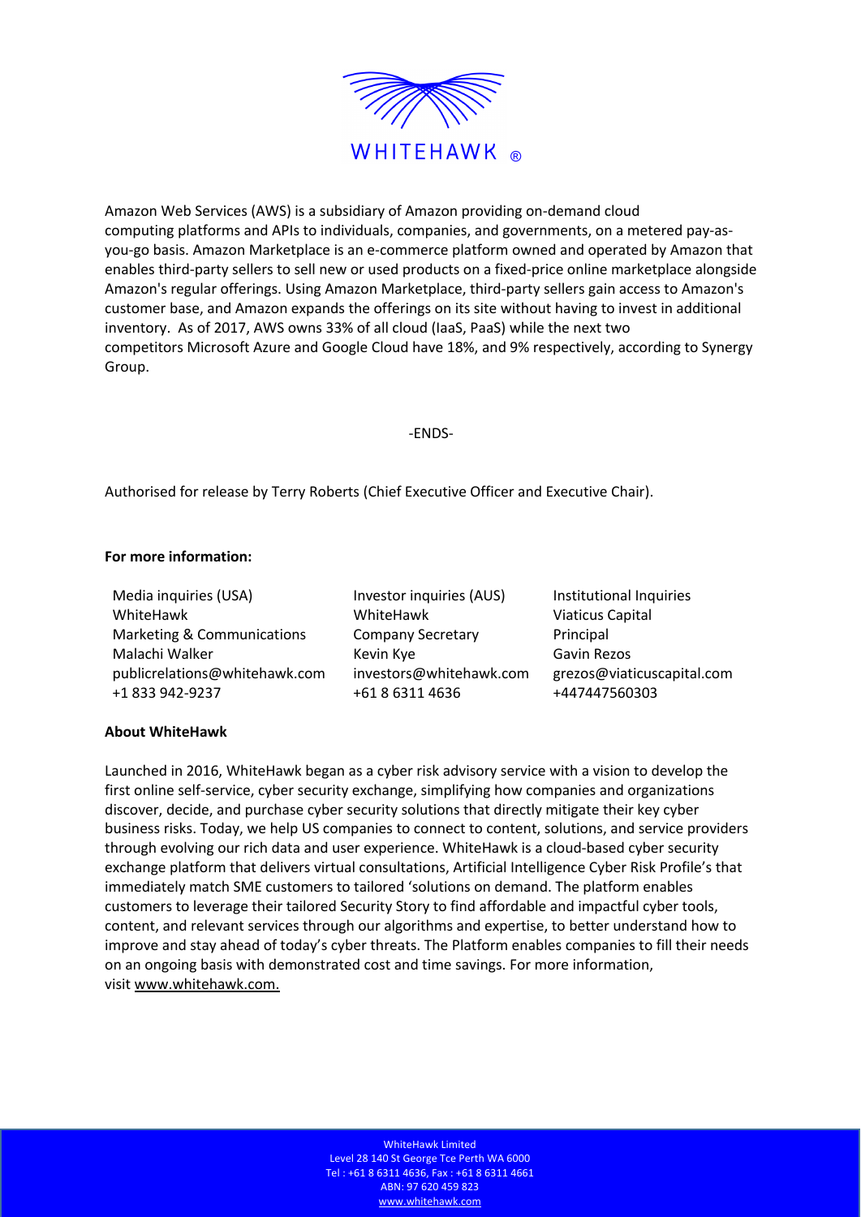Amazon Web Services (AWS) is a subsidiary of Amazon providing on-demand cloud computing platforms and APIs to individuals, companies, and governments, on a metered pay-as-you-go basis. Amazon Marketplace is an e-commerce platform owned and operated by Amazon that enables third-party sellers to sell new or used products on a fixed-price online marketplace alongside Amazon's regular offerings. Using Amazon Marketplace, third-party sellers gain access to Amazon's customer base, and Amazon expands the offerings on its site without having to invest in additional inventory. As of 2017, AWS owns 33% of all cloud (IaaS, PaaS) while the next two competitors Microsoft Azure and Google Cloud have 18%, and 9% respectively, according to Synergy Group.

-ENDS-

Authorised for release by Terry Roberts (Chief Executive Officer and Executive Chair).

**For more information:**

| | | |
|---|---|---|
| Media inquiries (USA) | Investor inquiries (AUS) | Institutional Inquiries |
| WhiteHawk | WhiteHawk | Viaticus Capital |
| Marketing & Communications | Company Secretary | Principal |
| Malachi Walker | Kevin Kye | Gavin Rezos |
| publicrelations@whitehawk.com | investors@whitehawk.com | grezos@viaticuscapital.com |
| +1 833 942-9237 | +61 8 6311 4636 | +447447560303 |

**About WhiteHawk**

Launched in 2016, WhiteHawk began as a cyber risk advisory service with a vision to develop the first online self-service, cyber security exchange, simplifying how companies and organizations discover, decide, and purchase cyber security solutions that directly mitigate their key cyber business risks. Today, we help US companies to connect to content, solutions, and service providers through evolving our rich data and user experience. WhiteHawk is a cloud-based cyber security exchange platform that delivers virtual consultations, Artificial Intelligence Cyber Risk Profile's that immediately match SME customers to tailored 'solutions on demand. The platform enables customers to leverage their tailored Security Story to find affordable and impactful cyber tools, content, and relevant services through our algorithms and expertise, to better understand how to improve and stay ahead of today's cyber threats. The Platform enables companies to fill their needs on an ongoing basis with demonstrated cost and time savings. For more information, visit www.whitehawk.com.